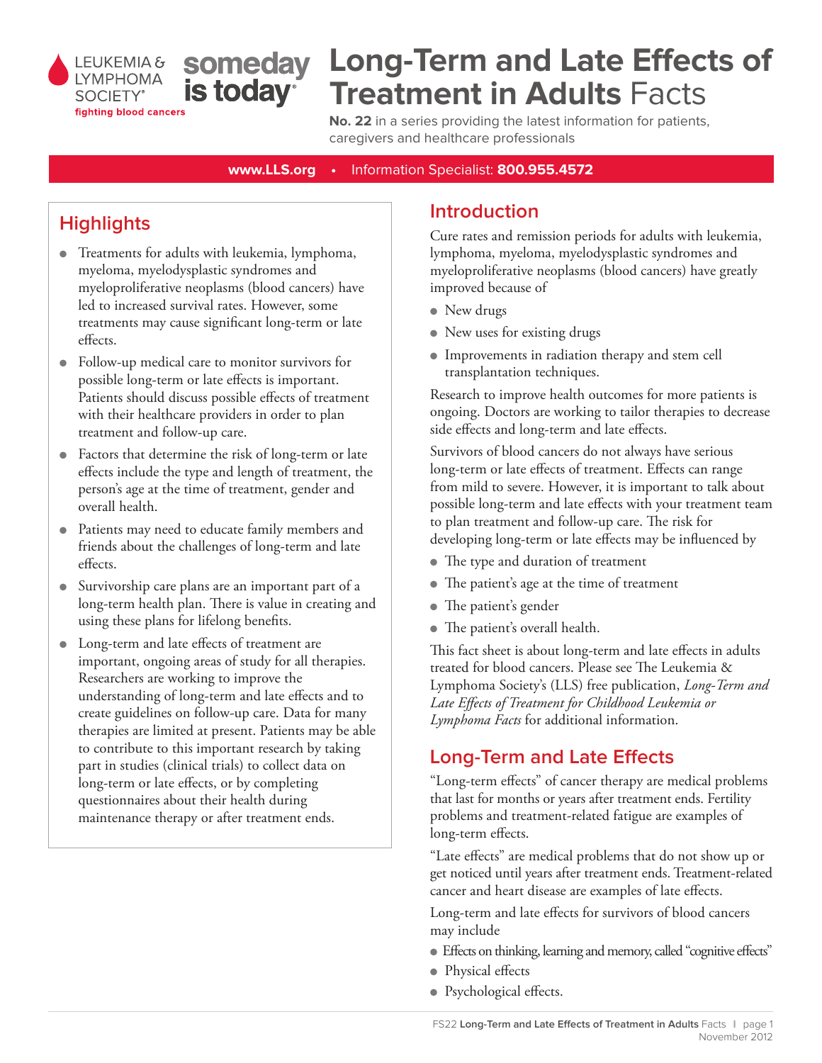LEUKEMIA & LYMPHOMA SOCIETY® fighting blood cancers — someday is today®

# Long-Term and Late Effects of Treatment in Adults Facts

**No. 22** in a series providing the latest information for patients, caregivers and healthcare professionals

**www.LLS.org** • Information Specialist: **800.955.4572**

## Highlights

- Treatments for adults with leukemia, lymphoma, myeloma, myelodysplastic syndromes and myeloproliferative neoplasms (blood cancers) have led to increased survival rates. However, some treatments may cause significant long-term or late effects.
- Follow-up medical care to monitor survivors for possible long-term or late effects is important. Patients should discuss possible effects of treatment with their healthcare providers in order to plan treatment and follow-up care.
- Factors that determine the risk of long-term or late effects include the type and length of treatment, the person's age at the time of treatment, gender and overall health.
- Patients may need to educate family members and friends about the challenges of long-term and late effects.
- Survivorship care plans are an important part of a long-term health plan. There is value in creating and using these plans for lifelong benefits.
- Long-term and late effects of treatment are important, ongoing areas of study for all therapies. Researchers are working to improve the understanding of long-term and late effects and to create guidelines on follow-up care. Data for many therapies are limited at present. Patients may be able to contribute to this important research by taking part in studies (clinical trials) to collect data on long-term or late effects, or by completing questionnaires about their health during maintenance therapy or after treatment ends.

## Introduction

Cure rates and remission periods for adults with leukemia, lymphoma, myeloma, myelodysplastic syndromes and myeloproliferative neoplasms (blood cancers) have greatly improved because of

- New drugs
- New uses for existing drugs
- Improvements in radiation therapy and stem cell transplantation techniques.

Research to improve health outcomes for more patients is ongoing. Doctors are working to tailor therapies to decrease side effects and long-term and late effects.

Survivors of blood cancers do not always have serious long-term or late effects of treatment. Effects can range from mild to severe. However, it is important to talk about possible long-term and late effects with your treatment team to plan treatment and follow-up care. The risk for developing long-term or late effects may be influenced by

- The type and duration of treatment
- The patient's age at the time of treatment
- The patient's gender
- The patient's overall health.

This fact sheet is about long-term and late effects in adults treated for blood cancers. Please see The Leukemia & Lymphoma Society's (LLS) free publication, *Long-Term and Late Effects of Treatment for Childhood Leukemia or Lymphoma Facts* for additional information.

## Long-Term and Late Effects

"Long-term effects" of cancer therapy are medical problems that last for months or years after treatment ends. Fertility problems and treatment-related fatigue are examples of long-term effects.

"Late effects" are medical problems that do not show up or get noticed until years after treatment ends. Treatment-related cancer and heart disease are examples of late effects.

Long-term and late effects for survivors of blood cancers may include

- Effects on thinking, learning and memory, called "cognitive effects"
- Physical effects
- Psychological effects.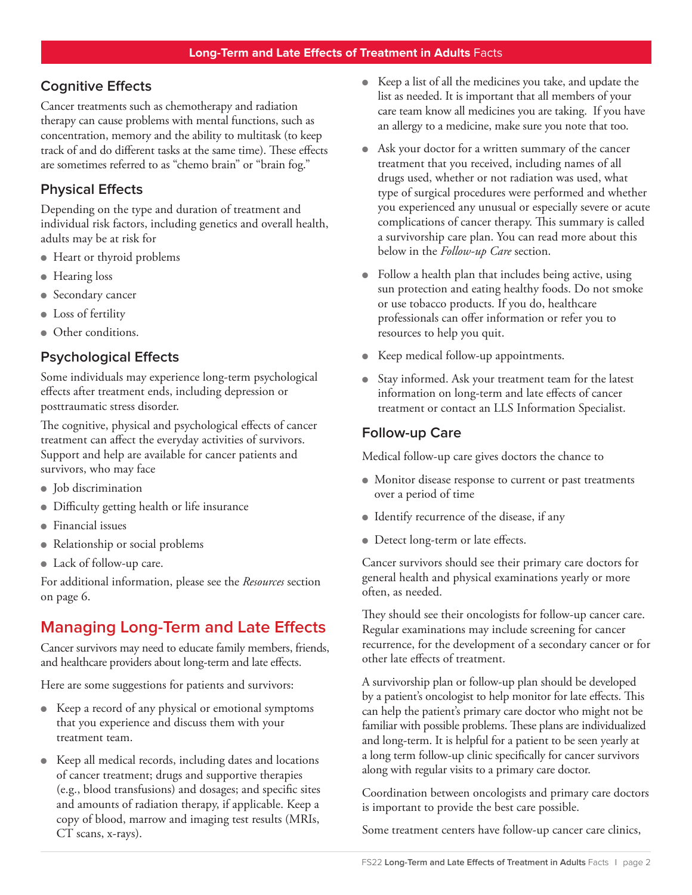### Cognitive Effects

Cancer treatments such as chemotherapy and radiation therapy can cause problems with mental functions, such as concentration, memory and the ability to multitask (to keep track of and do different tasks at the same time). These effects are sometimes referred to as "chemo brain" or "brain fog."

### Physical Effects

Depending on the type and duration of treatment and individual risk factors, including genetics and overall health, adults may be at risk for

- Heart or thyroid problems
- Hearing loss
- Secondary cancer
- Loss of fertility
- Other conditions.

### Psychological Effects

Some individuals may experience long-term psychological effects after treatment ends, including depression or posttraumatic stress disorder.

The cognitive, physical and psychological effects of cancer treatment can affect the everyday activities of survivors. Support and help are available for cancer patients and survivors, who may face

- Job discrimination
- Difficulty getting health or life insurance
- Financial issues
- Relationship or social problems
- Lack of follow-up care.

For additional information, please see the *Resources* section on page 6.

## Managing Long-Term and Late Effects

Cancer survivors may need to educate family members, friends, and healthcare providers about long-term and late effects.

Here are some suggestions for patients and survivors:

- Keep a record of any physical or emotional symptoms that you experience and discuss them with your treatment team.
- Keep all medical records, including dates and locations of cancer treatment; drugs and supportive therapies (e.g., blood transfusions) and dosages; and specific sites and amounts of radiation therapy, if applicable. Keep a copy of blood, marrow and imaging test results (MRIs, CT scans, x-rays).
- Keep a list of all the medicines you take, and update the list as needed. It is important that all members of your care team know all medicines you are taking. If you have an allergy to a medicine, make sure you note that too.
- Ask your doctor for a written summary of the cancer treatment that you received, including names of all drugs used, whether or not radiation was used, what type of surgical procedures were performed and whether you experienced any unusual or especially severe or acute complications of cancer therapy. This summary is called a survivorship care plan. You can read more about this below in the *Follow-up Care* section.
- Follow a health plan that includes being active, using sun protection and eating healthy foods. Do not smoke or use tobacco products. If you do, healthcare professionals can offer information or refer you to resources to help you quit.
- Keep medical follow-up appointments.
- Stay informed. Ask your treatment team for the latest information on long-term and late effects of cancer treatment or contact an LLS Information Specialist.

### Follow-up Care

Medical follow-up care gives doctors the chance to

- Monitor disease response to current or past treatments over a period of time
- Identify recurrence of the disease, if any
- Detect long-term or late effects.

Cancer survivors should see their primary care doctors for general health and physical examinations yearly or more often, as needed.

They should see their oncologists for follow-up cancer care. Regular examinations may include screening for cancer recurrence, for the development of a secondary cancer or for other late effects of treatment.

A survivorship plan or follow-up plan should be developed by a patient's oncologist to help monitor for late effects. This can help the patient's primary care doctor who might not be familiar with possible problems. These plans are individualized and long-term. It is helpful for a patient to be seen yearly at a long term follow-up clinic specifically for cancer survivors along with regular visits to a primary care doctor.

Coordination between oncologists and primary care doctors is important to provide the best care possible.

Some treatment centers have follow-up cancer care clinics,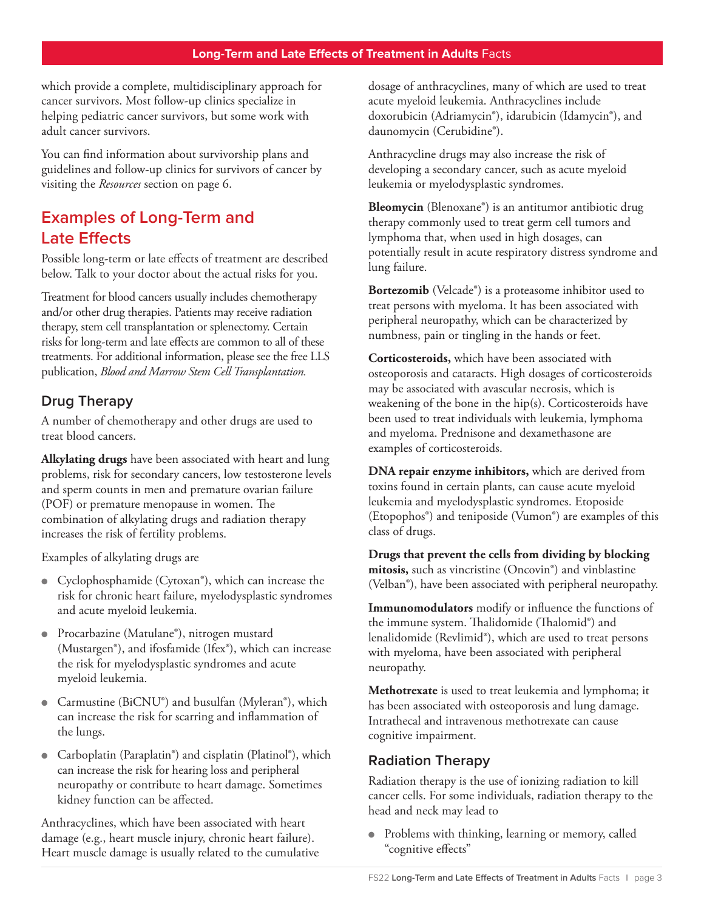which provide a complete, multidisciplinary approach for cancer survivors. Most follow-up clinics specialize in helping pediatric cancer survivors, but some work with adult cancer survivors.

You can find information about survivorship plans and guidelines and follow-up clinics for survivors of cancer by visiting the *Resources* section on page 6.

## Examples of Long-Term and Late Effects

Possible long-term or late effects of treatment are described below. Talk to your doctor about the actual risks for you.

Treatment for blood cancers usually includes chemotherapy and/or other drug therapies. Patients may receive radiation therapy, stem cell transplantation or splenectomy. Certain risks for long-term and late effects are common to all of these treatments. For additional information, please see the free LLS publication, *Blood and Marrow Stem Cell Transplantation.*

### Drug Therapy

A number of chemotherapy and other drugs are used to treat blood cancers.

**Alkylating drugs** have been associated with heart and lung problems, risk for secondary cancers, low testosterone levels and sperm counts in men and premature ovarian failure (POF) or premature menopause in women. The combination of alkylating drugs and radiation therapy increases the risk of fertility problems.

Examples of alkylating drugs are

- Cyclophosphamide (Cytoxan®), which can increase the risk for chronic heart failure, myelodysplastic syndromes and acute myeloid leukemia.
- Procarbazine (Matulane®), nitrogen mustard (Mustargen®), and ifosfamide (Ifex®), which can increase the risk for myelodysplastic syndromes and acute myeloid leukemia.
- Carmustine (BiCNU®) and busulfan (Myleran®), which can increase the risk for scarring and inflammation of the lungs.
- Carboplatin (Paraplatin®) and cisplatin (Platinol®), which can increase the risk for hearing loss and peripheral neuropathy or contribute to heart damage. Sometimes kidney function can be affected.

Anthracyclines, which have been associated with heart damage (e.g., heart muscle injury, chronic heart failure). Heart muscle damage is usually related to the cumulative dosage of anthracyclines, many of which are used to treat acute myeloid leukemia. Anthracyclines include doxorubicin (Adriamycin®), idarubicin (Idamycin®), and daunomycin (Cerubidine®).

Anthracycline drugs may also increase the risk of developing a secondary cancer, such as acute myeloid leukemia or myelodysplastic syndromes.

**Bleomycin** (Blenoxane®) is an antitumor antibiotic drug therapy commonly used to treat germ cell tumors and lymphoma that, when used in high dosages, can potentially result in acute respiratory distress syndrome and lung failure.

**Bortezomib** (Velcade®) is a proteasome inhibitor used to treat persons with myeloma. It has been associated with peripheral neuropathy, which can be characterized by numbness, pain or tingling in the hands or feet.

**Corticosteroids,** which have been associated with osteoporosis and cataracts. High dosages of corticosteroids may be associated with avascular necrosis, which is weakening of the bone in the hip(s). Corticosteroids have been used to treat individuals with leukemia, lymphoma and myeloma. Prednisone and dexamethasone are examples of corticosteroids.

**DNA repair enzyme inhibitors,** which are derived from toxins found in certain plants, can cause acute myeloid leukemia and myelodysplastic syndromes. Etoposide (Etopophos®) and teniposide (Vumon®) are examples of this class of drugs.

**Drugs that prevent the cells from dividing by blocking mitosis,** such as vincristine (Oncovin®) and vinblastine (Velban®), have been associated with peripheral neuropathy.

**Immunomodulators** modify or influence the functions of the immune system. Thalidomide (Thalomid®) and lenalidomide (Revlimid®), which are used to treat persons with myeloma, have been associated with peripheral neuropathy.

**Methotrexate** is used to treat leukemia and lymphoma; it has been associated with osteoporosis and lung damage. Intrathecal and intravenous methotrexate can cause cognitive impairment.

### Radiation Therapy

Radiation therapy is the use of ionizing radiation to kill cancer cells. For some individuals, radiation therapy to the head and neck may lead to

- Problems with thinking, learning or memory, called "cognitive effects"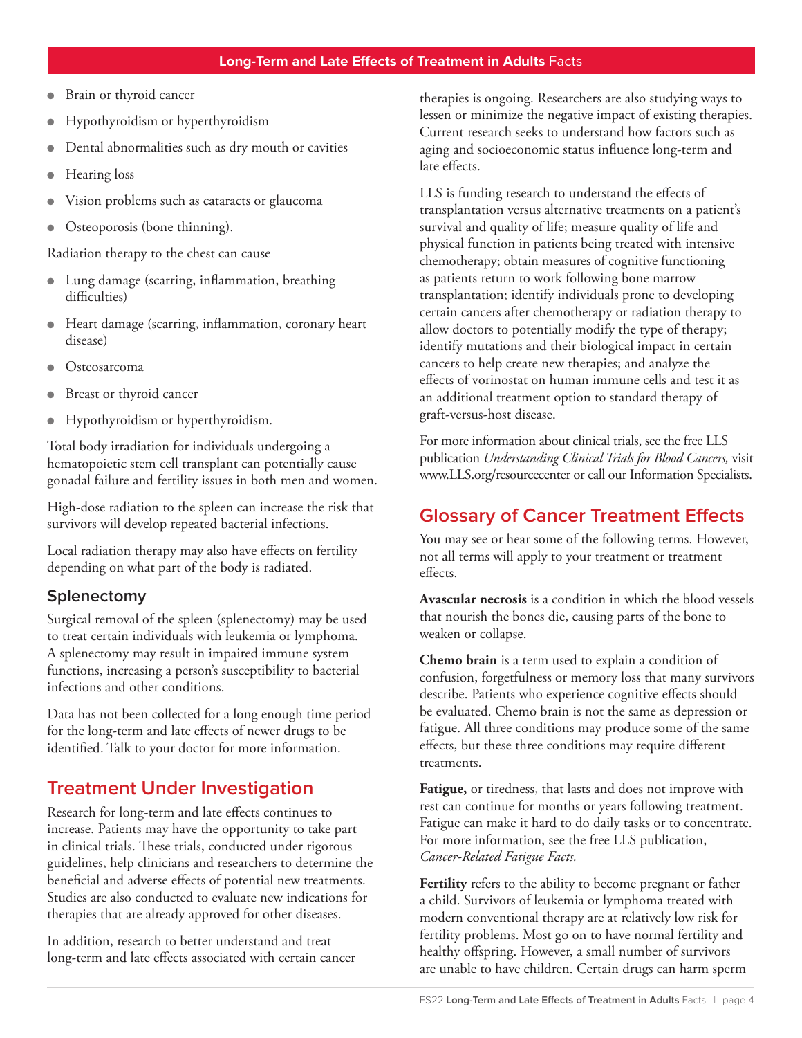- Brain or thyroid cancer
- Hypothyroidism or hyperthyroidism
- Dental abnormalities such as dry mouth or cavities
- Hearing loss
- Vision problems such as cataracts or glaucoma
- Osteoporosis (bone thinning).

Radiation therapy to the chest can cause

- Lung damage (scarring, inflammation, breathing difficulties)
- Heart damage (scarring, inflammation, coronary heart disease)
- Osteosarcoma
- Breast or thyroid cancer
- Hypothyroidism or hyperthyroidism.

Total body irradiation for individuals undergoing a hematopoietic stem cell transplant can potentially cause gonadal failure and fertility issues in both men and women.

High-dose radiation to the spleen can increase the risk that survivors will develop repeated bacterial infections.

Local radiation therapy may also have effects on fertility depending on what part of the body is radiated.

### Splenectomy

Surgical removal of the spleen (splenectomy) may be used to treat certain individuals with leukemia or lymphoma. A splenectomy may result in impaired immune system functions, increasing a person's susceptibility to bacterial infections and other conditions.

Data has not been collected for a long enough time period for the long-term and late effects of newer drugs to be identified. Talk to your doctor for more information.

## Treatment Under Investigation

Research for long-term and late effects continues to increase. Patients may have the opportunity to take part in clinical trials. These trials, conducted under rigorous guidelines, help clinicians and researchers to determine the beneficial and adverse effects of potential new treatments. Studies are also conducted to evaluate new indications for therapies that are already approved for other diseases.

In addition, research to better understand and treat long-term and late effects associated with certain cancer therapies is ongoing. Researchers are also studying ways to lessen or minimize the negative impact of existing therapies. Current research seeks to understand how factors such as aging and socioeconomic status influence long-term and late effects.

LLS is funding research to understand the effects of transplantation versus alternative treatments on a patient's survival and quality of life; measure quality of life and physical function in patients being treated with intensive chemotherapy; obtain measures of cognitive functioning as patients return to work following bone marrow transplantation; identify individuals prone to developing certain cancers after chemotherapy or radiation therapy to allow doctors to potentially modify the type of therapy; identify mutations and their biological impact in certain cancers to help create new therapies; and analyze the effects of vorinostat on human immune cells and test it as an additional treatment option to standard therapy of graft-versus-host disease.

For more information about clinical trials, see the free LLS publication *Understanding Clinical Trials for Blood Cancers,* visit www.LLS.org/resourcecenter or call our Information Specialists.

## Glossary of Cancer Treatment Effects

You may see or hear some of the following terms. However, not all terms will apply to your treatment or treatment effects.

**Avascular necrosis** is a condition in which the blood vessels that nourish the bones die, causing parts of the bone to weaken or collapse.

**Chemo brain** is a term used to explain a condition of confusion, forgetfulness or memory loss that many survivors describe. Patients who experience cognitive effects should be evaluated. Chemo brain is not the same as depression or fatigue. All three conditions may produce some of the same effects, but these three conditions may require different treatments.

**Fatigue,** or tiredness, that lasts and does not improve with rest can continue for months or years following treatment. Fatigue can make it hard to do daily tasks or to concentrate. For more information, see the free LLS publication, *Cancer-Related Fatigue Facts.*

**Fertility** refers to the ability to become pregnant or father a child. Survivors of leukemia or lymphoma treated with modern conventional therapy are at relatively low risk for fertility problems. Most go on to have normal fertility and healthy offspring. However, a small number of survivors are unable to have children. Certain drugs can harm sperm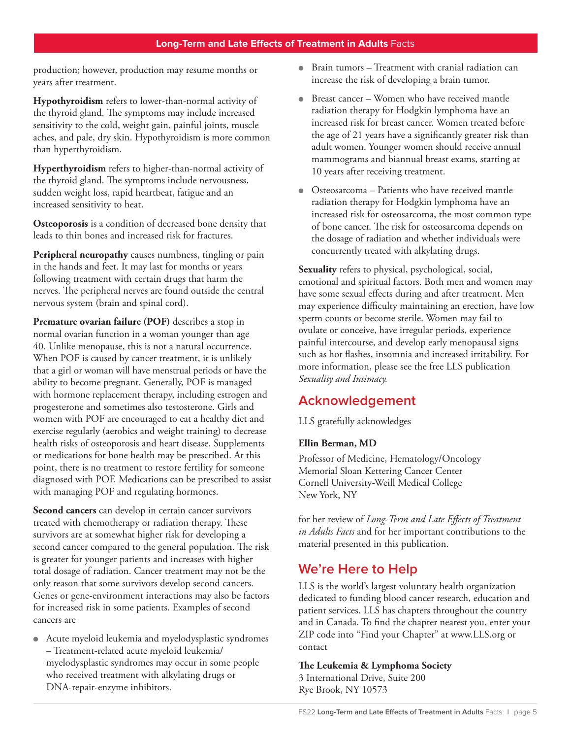production; however, production may resume months or years after treatment.

**Hypothyroidism** refers to lower-than-normal activity of the thyroid gland. The symptoms may include increased sensitivity to the cold, weight gain, painful joints, muscle aches, and pale, dry skin. Hypothyroidism is more common than hyperthyroidism.

**Hyperthyroidism** refers to higher-than-normal activity of the thyroid gland. The symptoms include nervousness, sudden weight loss, rapid heartbeat, fatigue and an increased sensitivity to heat.

**Osteoporosis** is a condition of decreased bone density that leads to thin bones and increased risk for fractures.

**Peripheral neuropathy** causes numbness, tingling or pain in the hands and feet. It may last for months or years following treatment with certain drugs that harm the nerves. The peripheral nerves are found outside the central nervous system (brain and spinal cord).

**Premature ovarian failure (POF)** describes a stop in normal ovarian function in a woman younger than age 40. Unlike menopause, this is not a natural occurrence. When POF is caused by cancer treatment, it is unlikely that a girl or woman will have menstrual periods or have the ability to become pregnant. Generally, POF is managed with hormone replacement therapy, including estrogen and progesterone and sometimes also testosterone. Girls and women with POF are encouraged to eat a healthy diet and exercise regularly (aerobics and weight training) to decrease health risks of osteoporosis and heart disease. Supplements or medications for bone health may be prescribed. At this point, there is no treatment to restore fertility for someone diagnosed with POF. Medications can be prescribed to assist with managing POF and regulating hormones.

**Second cancers** can develop in certain cancer survivors treated with chemotherapy or radiation therapy. These survivors are at somewhat higher risk for developing a second cancer compared to the general population. The risk is greater for younger patients and increases with higher total dosage of radiation. Cancer treatment may not be the only reason that some survivors develop second cancers. Genes or gene-environment interactions may also be factors for increased risk in some patients. Examples of second cancers are

- Acute myeloid leukemia and myelodysplastic syndromes – Treatment-related acute myeloid leukemia/myelodysplastic syndromes may occur in some people who received treatment with alkylating drugs or DNA-repair-enzyme inhibitors.
- Brain tumors – Treatment with cranial radiation can increase the risk of developing a brain tumor.
- Breast cancer – Women who have received mantle radiation therapy for Hodgkin lymphoma have an increased risk for breast cancer. Women treated before the age of 21 years have a significantly greater risk than adult women. Younger women should receive annual mammograms and biannual breast exams, starting at 10 years after receiving treatment.
- Osteosarcoma – Patients who have received mantle radiation therapy for Hodgkin lymphoma have an increased risk for osteosarcoma, the most common type of bone cancer. The risk for osteosarcoma depends on the dosage of radiation and whether individuals were concurrently treated with alkylating drugs.

**Sexuality** refers to physical, psychological, social, emotional and spiritual factors. Both men and women may have some sexual effects during and after treatment. Men may experience difficulty maintaining an erection, have low sperm counts or become sterile. Women may fail to ovulate or conceive, have irregular periods, experience painful intercourse, and develop early menopausal signs such as hot flashes, insomnia and increased irritability. For more information, please see the free LLS publication *Sexuality and Intimacy.*

## Acknowledgement

LLS gratefully acknowledges

**Ellin Berman, MD**

Professor of Medicine, Hematology/Oncology
Memorial Sloan Kettering Cancer Center
Cornell University-Weill Medical College
New York, NY

for her review of *Long-Term and Late Effects of Treatment in Adults Facts* and for her important contributions to the material presented in this publication.

## We're Here to Help

LLS is the world's largest voluntary health organization dedicated to funding blood cancer research, education and patient services. LLS has chapters throughout the country and in Canada. To find the chapter nearest you, enter your ZIP code into "Find your Chapter" at www.LLS.org or contact

**The Leukemia & Lymphoma Society**
3 International Drive, Suite 200
Rye Brook, NY 10573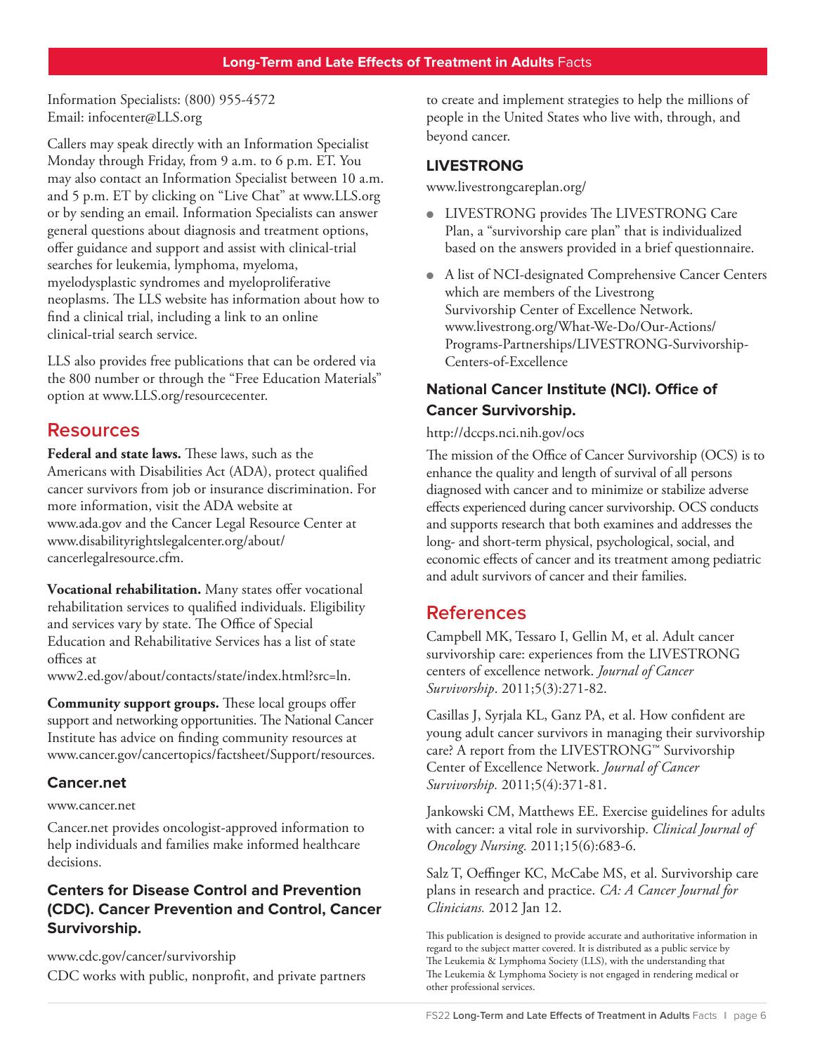Information Specialists: (800) 955-4572
Email: infocenter@LLS.org

Callers may speak directly with an Information Specialist Monday through Friday, from 9 a.m. to 6 p.m. ET. You may also contact an Information Specialist between 10 a.m. and 5 p.m. ET by clicking on "Live Chat" at www.LLS.org or by sending an email. Information Specialists can answer general questions about diagnosis and treatment options, offer guidance and support and assist with clinical-trial searches for leukemia, lymphoma, myeloma, myelodysplastic syndromes and myeloproliferative neoplasms. The LLS website has information about how to find a clinical trial, including a link to an online clinical-trial search service.

LLS also provides free publications that can be ordered via the 800 number or through the "Free Education Materials" option at www.LLS.org/resourcecenter.

## Resources

**Federal and state laws.** These laws, such as the Americans with Disabilities Act (ADA), protect qualified cancer survivors from job or insurance discrimination. For more information, visit the ADA website at www.ada.gov and the Cancer Legal Resource Center at www.disabilityrightslegalcenter.org/about/cancerlegalresource.cfm.

**Vocational rehabilitation.** Many states offer vocational rehabilitation services to qualified individuals. Eligibility and services vary by state. The Office of Special Education and Rehabilitative Services has a list of state offices at www2.ed.gov/about/contacts/state/index.html?src=ln.

**Community support groups.** These local groups offer support and networking opportunities. The National Cancer Institute has advice on finding community resources at www.cancer.gov/cancertopics/factsheet/Support/resources.

### Cancer.net

www.cancer.net

Cancer.net provides oncologist-approved information to help individuals and families make informed healthcare decisions.

### Centers for Disease Control and Prevention (CDC). Cancer Prevention and Control, Cancer Survivorship.

www.cdc.gov/cancer/survivorship

CDC works with public, nonprofit, and private partners to create and implement strategies to help the millions of people in the United States who live with, through, and beyond cancer.

### LIVESTRONG

www.livestrongcareplan.org/

- LIVESTRONG provides The LIVESTRONG Care Plan, a "survivorship care plan" that is individualized based on the answers provided in a brief questionnaire.
- A list of NCI-designated Comprehensive Cancer Centers which are members of the Livestrong Survivorship Center of Excellence Network. www.livestrong.org/What-We-Do/Our-Actions/Programs-Partnerships/LIVESTRONG-Survivorship-Centers-of-Excellence

### National Cancer Institute (NCI). Office of Cancer Survivorship.

http://dccps.nci.nih.gov/ocs

The mission of the Office of Cancer Survivorship (OCS) is to enhance the quality and length of survival of all persons diagnosed with cancer and to minimize or stabilize adverse effects experienced during cancer survivorship. OCS conducts and supports research that both examines and addresses the long- and short-term physical, psychological, social, and economic effects of cancer and its treatment among pediatric and adult survivors of cancer and their families.

## References

Campbell MK, Tessaro I, Gellin M, et al. Adult cancer survivorship care: experiences from the LIVESTRONG centers of excellence network. *Journal of Cancer Survivorship*. 2011;5(3):271-82.

Casillas J, Syrjala KL, Ganz PA, et al. How confident are young adult cancer survivors in managing their survivorship care? A report from the LIVESTRONG™ Survivorship Center of Excellence Network. *Journal of Cancer Survivorship.* 2011;5(4):371-81.

Jankowski CM, Matthews EE. Exercise guidelines for adults with cancer: a vital role in survivorship. *Clinical Journal of Oncology Nursing.* 2011;15(6):683-6.

Salz T, Oeffinger KC, McCabe MS, et al. Survivorship care plans in research and practice. *CA: A Cancer Journal for Clinicians.* 2012 Jan 12.

This publication is designed to provide accurate and authoritative information in regard to the subject matter covered. It is distributed as a public service by The Leukemia & Lymphoma Society (LLS), with the understanding that The Leukemia & Lymphoma Society is not engaged in rendering medical or other professional services.